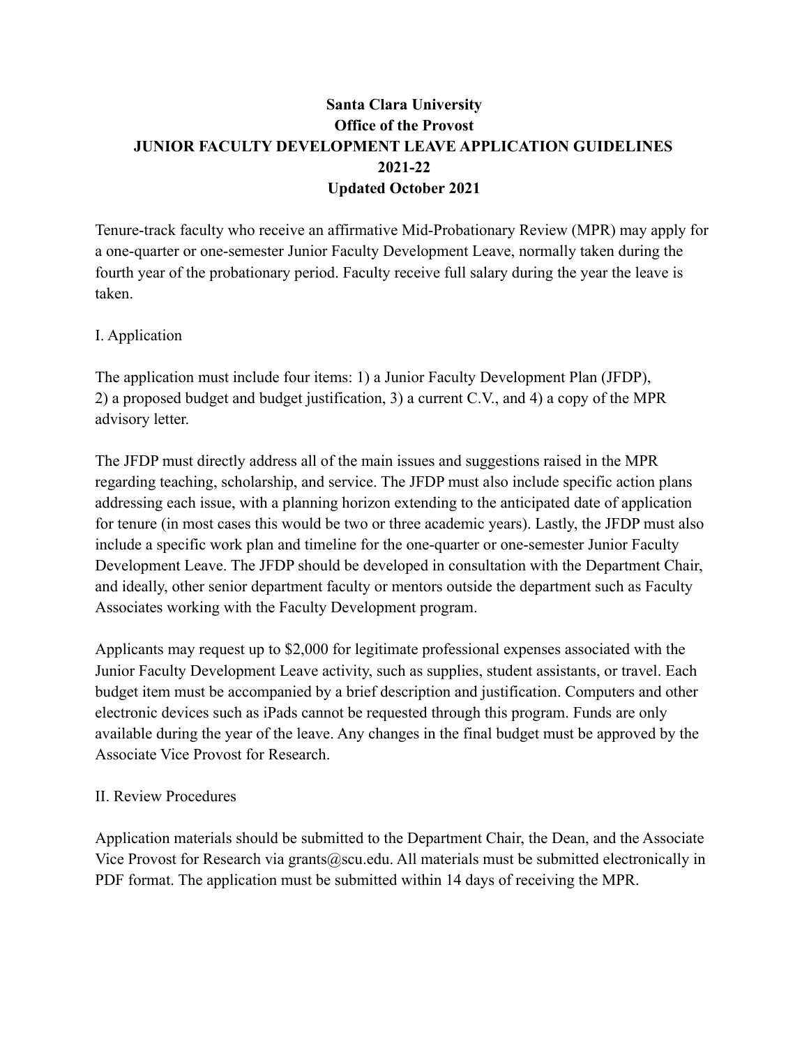# Santa Clara University
## Office of the Provost
## JUNIOR FACULTY DEVELOPMENT LEAVE APPLICATION GUIDELINES
## 2021-22
## Updated October 2021

Tenure-track faculty who receive an affirmative Mid-Probationary Review (MPR) may apply for a one-quarter or one-semester Junior Faculty Development Leave, normally taken during the fourth year of the probationary period. Faculty receive full salary during the year the leave is taken.

### I. Application

The application must include four items: 1) a Junior Faculty Development Plan (JFDP), 2) a proposed budget and budget justification, 3) a current C.V., and 4) a copy of the MPR advisory letter.

The JFDP must directly address all of the main issues and suggestions raised in the MPR regarding teaching, scholarship, and service. The JFDP must also include specific action plans addressing each issue, with a planning horizon extending to the anticipated date of application for tenure (in most cases this would be two or three academic years). Lastly, the JFDP must also include a specific work plan and timeline for the one-quarter or one-semester Junior Faculty Development Leave. The JFDP should be developed in consultation with the Department Chair, and ideally, other senior department faculty or mentors outside the department such as Faculty Associates working with the Faculty Development program.

Applicants may request up to $2,000 for legitimate professional expenses associated with the Junior Faculty Development Leave activity, such as supplies, student assistants, or travel. Each budget item must be accompanied by a brief description and justification. Computers and other electronic devices such as iPads cannot be requested through this program. Funds are only available during the year of the leave. Any changes in the final budget must be approved by the Associate Vice Provost for Research.

### II. Review Procedures

Application materials should be submitted to the Department Chair, the Dean, and the Associate Vice Provost for Research via grants@scu.edu. All materials must be submitted electronically in PDF format. The application must be submitted within 14 days of receiving the MPR.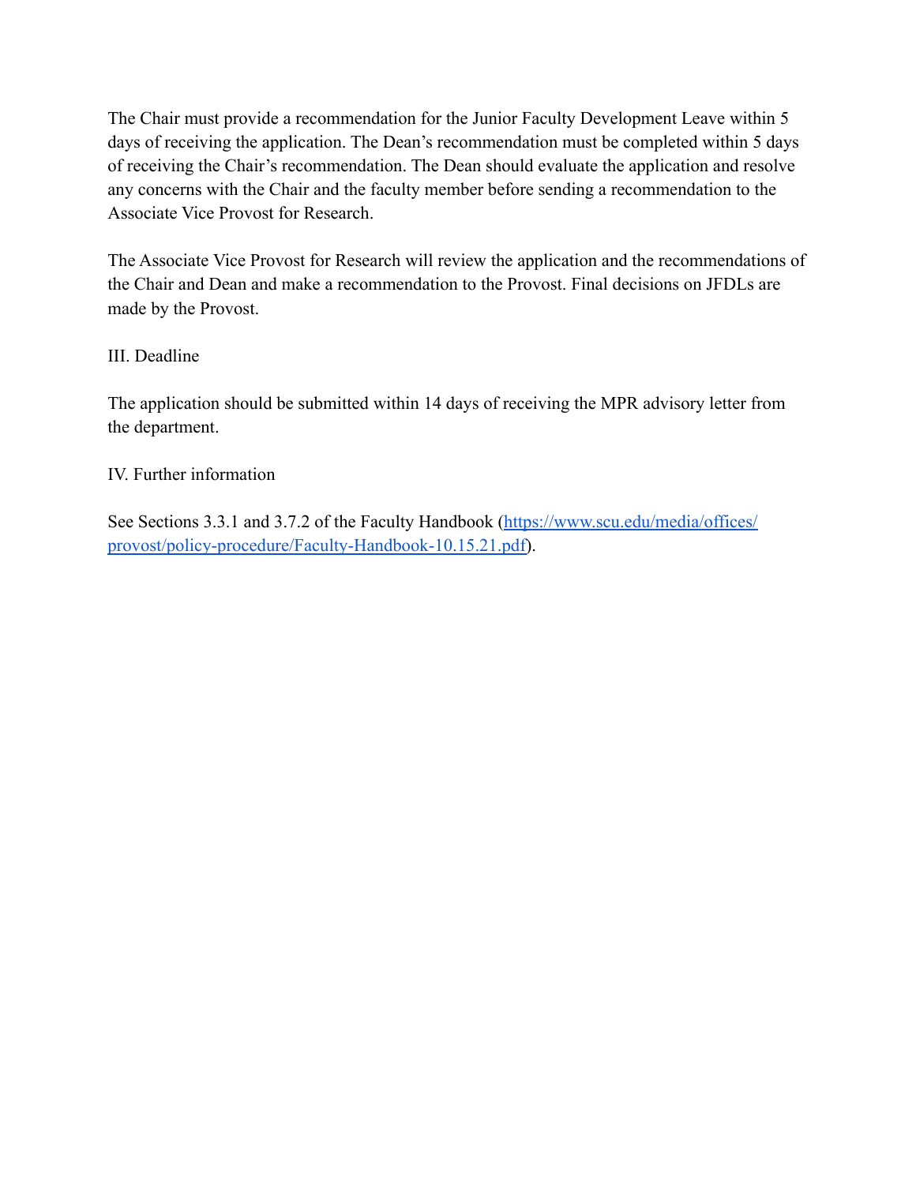The Chair must provide a recommendation for the Junior Faculty Development Leave within 5 days of receiving the application. The Dean's recommendation must be completed within 5 days of receiving the Chair's recommendation. The Dean should evaluate the application and resolve any concerns with the Chair and the faculty member before sending a recommendation to the Associate Vice Provost for Research.

The Associate Vice Provost for Research will review the application and the recommendations of the Chair and Dean and make a recommendation to the Provost. Final decisions on JFDLs are made by the Provost.

## III. Deadline

The application should be submitted within 14 days of receiving the MPR advisory letter from the department.

## IV. Further information

See Sections 3.3.1 and 3.7.2 of the Faculty Handbook ([https://www.scu.edu/media/offices/provost/policy-procedure/Faculty-Handbook-10.15.21.pdf](https://www.scu.edu/media/offices/provost/policy-procedure/Faculty-Handbook-10.15.21.pdf)).